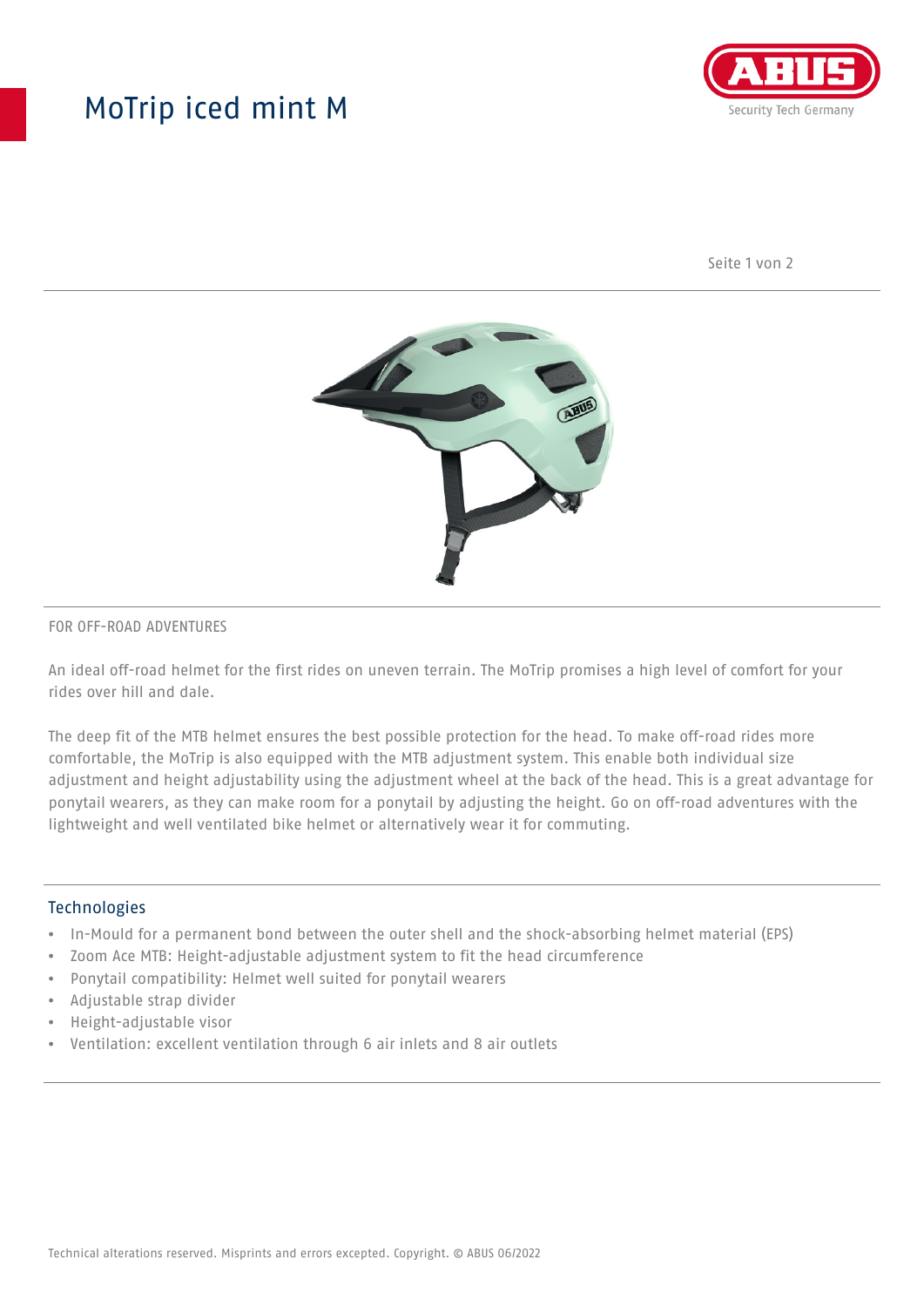# MoTrip iced mint M

FOR OFF-ROAD ADVENTURES

An ideal off-road helmet for the first rides on uneven terrain. The MoTrip promises a high level of comfort for your rides over hill and dale.

The deep fit of the MTB helmet ensures the best possible protection for the head. To make off-road rides more comfortable, the MoTrip is also equipped with the MTB adjustment system. This enable both individual size adjustment and height adjustability using the adjustment wheel at the back of the head. This is a great advantage for ponytail wearers, as they can make room for a ponytail by adjusting the height. Go on off-road adventures with the lightweight and well ventilated bike helmet or alternatively wear it for commuting.

## Technologies

- In-Mould for a permanent bond between the outer shell and the shock-absorbing helmet material (EPS)
- Zoom Ace MTB: Height-adjustable adjustment system to fit the head circumference
- Ponytail compatibility: Helmet well suited for ponytail wearers
- Adjustable strap divider
- Height-adjustable visor
- Ventilation: excellent ventilation through 6 air inlets and 8 air outlets

Technical alterations reserved. Misprints and errors excepted. Copyright. © ABUS 06/2022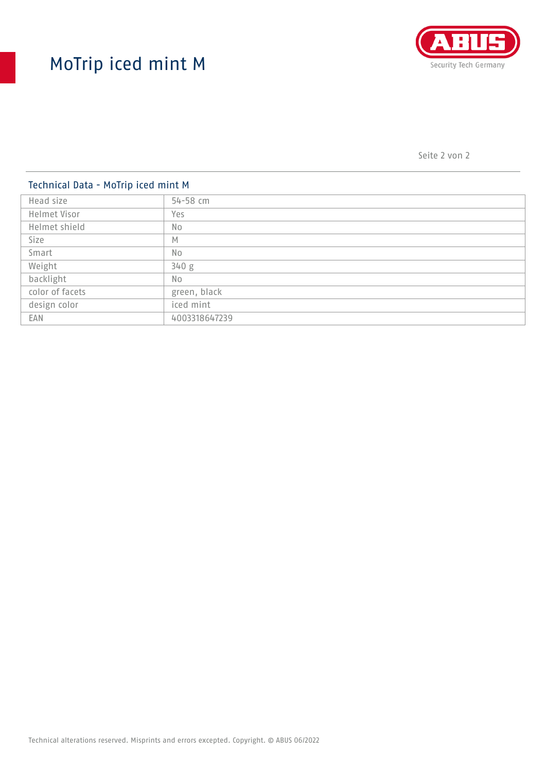# MoTrip iced mint M

## Technical Data - MoTrip iced mint M

| | |
|---|---|
| Head size | 54-58 cm |
| Helmet Visor | Yes |
| Helmet shield | No |
| Size | M |
| Smart | No |
| Weight | 340 g |
| backlight | No |
| color of facets | green, black |
| design color | iced mint |
| EAN | 4003318647239 |

Technical alterations reserved. Misprints and errors excepted. Copyright. © ABUS 06/2022